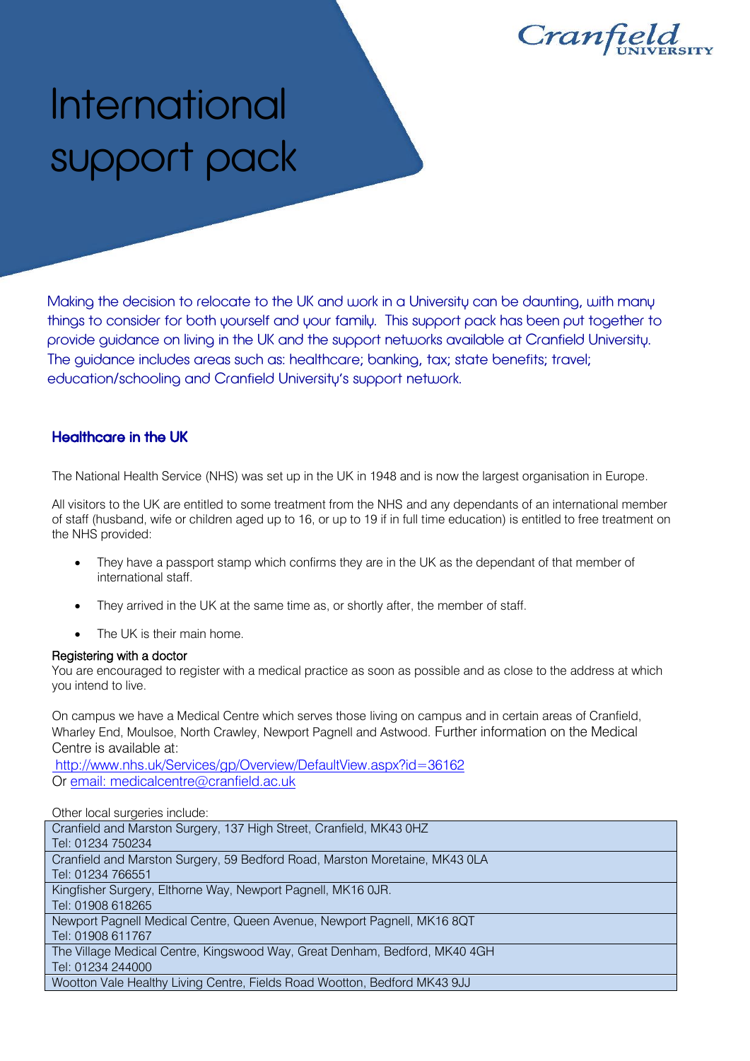# International support pack

Making the decision to relocate to the UK and work in a University can be daunting, with many things to consider for both yourself and your family. This support pack has been put together to provide guidance on living in the UK and the support networks available at Cranfield University. The guidance includes areas such as: healthcare; banking, tax; state benefits; travel; education/schooling and Cranfield University's support network.

## Healthcare in the UK

The National Health Service (NHS) was set up in the UK in 1948 and is now the largest organisation in Europe.

All visitors to the UK are entitled to some treatment from the NHS and any dependants of an international member of staff (husband, wife or children aged up to 16, or up to 19 if in full time education) is entitled to free treatment on the NHS provided:

- They have a passport stamp which confirms they are in the UK as the dependant of that member of international staff.
- They arrived in the UK at the same time as, or shortly after, the member of staff.
- The UK is their main home.

### Registering with a doctor

You are encouraged to register with a medical practice as soon as possible and as close to the address at which you intend to live.

On campus we have a Medical Centre which serves those living on campus and in certain areas of Cranfield, Wharley End, Moulsoe, North Crawley, Newport Pagnell and Astwood. Further information on the Medical Centre is available at:
http://www.nhs.uk/Services/gp/Overview/DefaultView.aspx?id=36162
Or email: medicalcentre@cranfield.ac.uk

Other local surgeries include:

| Other local surgeries |
|---|
| Cranfield and Marston Surgery, 137 High Street, Cranfield, MK43 0HZ<br>Tel: 01234 750234 |
| Cranfield and Marston Surgery, 59 Bedford Road, Marston Moretaine, MK43 0LA<br>Tel: 01234 766551 |
| Kingfisher Surgery, Elthorne Way, Newport Pagnell, MK16 0JR.<br>Tel: 01908 618265 |
| Newport Pagnell Medical Centre, Queen Avenue, Newport Pagnell, MK16 8QT<br>Tel: 01908 611767 |
| The Village Medical Centre, Kingswood Way, Great Denham, Bedford, MK40 4GH<br>Tel: 01234 244000 |
| Wootton Vale Healthy Living Centre, Fields Road Wootton, Bedford MK43 9JJ |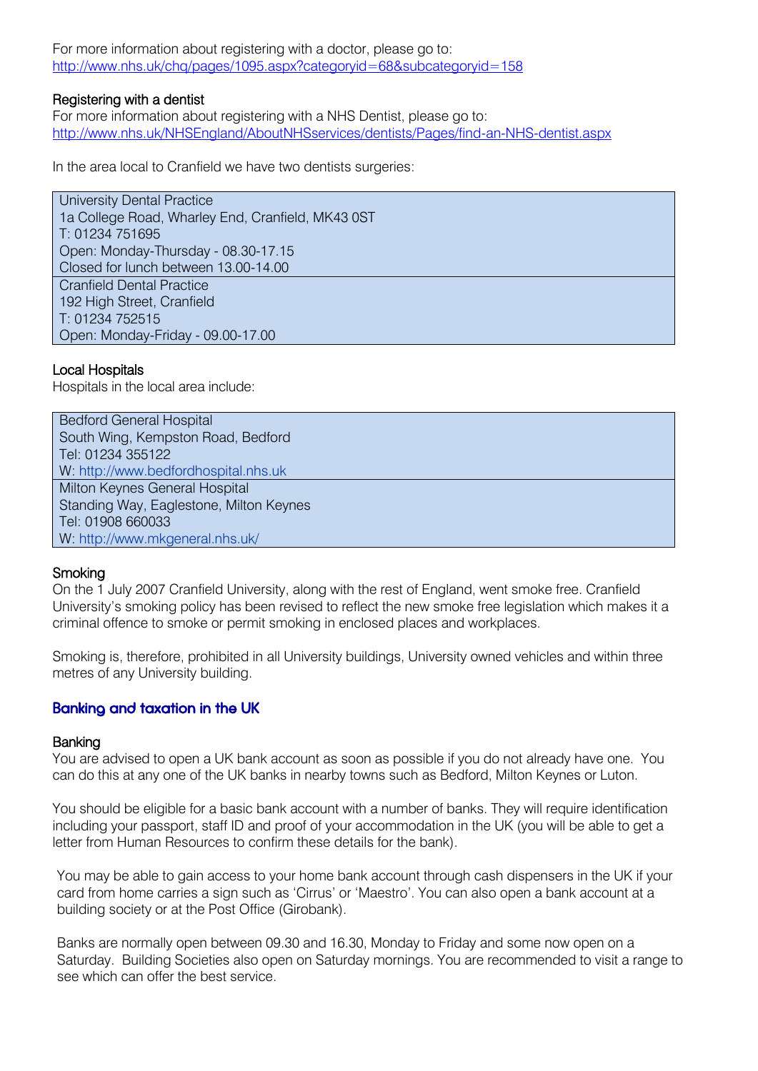For more information about registering with a doctor, please go to:
http://www.nhs.uk/chq/pages/1095.aspx?categoryid=68&subcategoryid=158

### Registering with a dentist

For more information about registering with a NHS Dentist, please go to:
http://www.nhs.uk/NHSEngland/AboutNHSservices/dentists/Pages/find-an-NHS-dentist.aspx

In the area local to Cranfield we have two dentists surgeries:

| |
|---|
| University Dental Practice<br>1a College Road, Wharley End, Cranfield, MK43 0ST<br>T: 01234 751695<br>Open: Monday-Thursday - 08.30-17.15<br>Closed for lunch between 13.00-14.00 |
| Cranfield Dental Practice<br>192 High Street, Cranfield<br>T: 01234 752515<br>Open: Monday-Friday - 09.00-17.00 |

### Local Hospitals

Hospitals in the local area include:

| |
|---|
| Bedford General Hospital<br>South Wing, Kempston Road, Bedford<br>Tel: 01234 355122<br>W: http://www.bedfordhospital.nhs.uk |
| Milton Keynes General Hospital<br>Standing Way, Eaglestone, Milton Keynes<br>Tel: 01908 660033<br>W: http://www.mkgeneral.nhs.uk/ |

### Smoking

On the 1 July 2007 Cranfield University, along with the rest of England, went smoke free. Cranfield University's smoking policy has been revised to reflect the new smoke free legislation which makes it a criminal offence to smoke or permit smoking in enclosed places and workplaces.

Smoking is, therefore, prohibited in all University buildings, University owned vehicles and within three metres of any University building.

## Banking and taxation in the UK

### Banking

You are advised to open a UK bank account as soon as possible if you do not already have one. You can do this at any one of the UK banks in nearby towns such as Bedford, Milton Keynes or Luton.

You should be eligible for a basic bank account with a number of banks. They will require identification including your passport, staff ID and proof of your accommodation in the UK (you will be able to get a letter from Human Resources to confirm these details for the bank).

You may be able to gain access to your home bank account through cash dispensers in the UK if your card from home carries a sign such as 'Cirrus' or 'Maestro'. You can also open a bank account at a building society or at the Post Office (Girobank).

Banks are normally open between 09.30 and 16.30, Monday to Friday and some now open on a Saturday. Building Societies also open on Saturday mornings. You are recommended to visit a range to see which can offer the best service.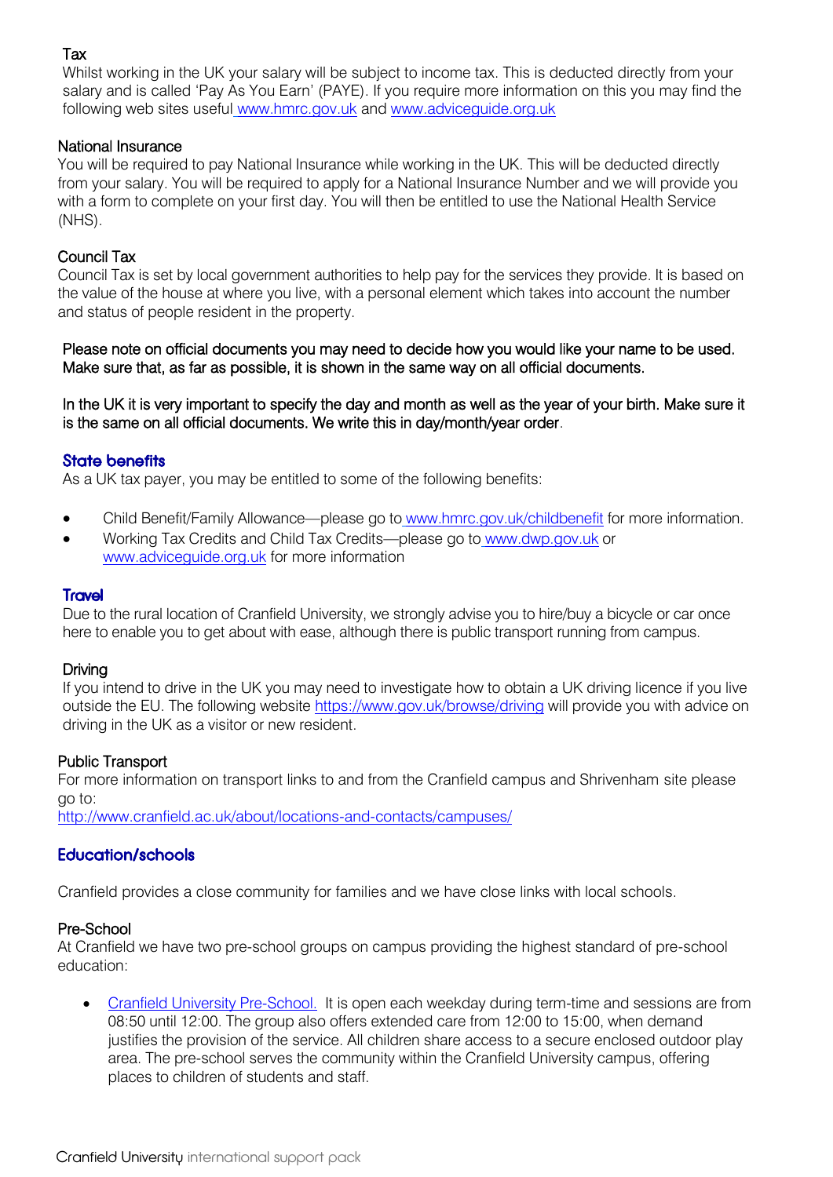### Tax

Whilst working in the UK your salary will be subject to income tax. This is deducted directly from your salary and is called 'Pay As You Earn' (PAYE). If you require more information on this you may find the following web sites useful www.hmrc.gov.uk and www.adviceguide.org.uk

### National Insurance

You will be required to pay National Insurance while working in the UK. This will be deducted directly from your salary. You will be required to apply for a National Insurance Number and we will provide you with a form to complete on your first day. You will then be entitled to use the National Health Service (NHS).

### Council Tax

Council Tax is set by local government authorities to help pay for the services they provide. It is based on the value of the house at where you live, with a personal element which takes into account the number and status of people resident in the property.

Please note on official documents you may need to decide how you would like your name to be used. Make sure that, as far as possible, it is shown in the same way on all official documents.

In the UK it is very important to specify the day and month as well as the year of your birth. Make sure it is the same on all official documents. We write this in day/month/year order.

## State benefits

As a UK tax payer, you may be entitled to some of the following benefits:

- Child Benefit/Family Allowance—please go to www.hmrc.gov.uk/childbenefit for more information.
- Working Tax Credits and Child Tax Credits—please go to www.dwp.gov.uk or www.adviceguide.org.uk for more information

## Travel

Due to the rural location of Cranfield University, we strongly advise you to hire/buy a bicycle or car once here to enable you to get about with ease, although there is public transport running from campus.

### Driving

If you intend to drive in the UK you may need to investigate how to obtain a UK driving licence if you live outside the EU. The following website https://www.gov.uk/browse/driving will provide you with advice on driving in the UK as a visitor or new resident.

### Public Transport

For more information on transport links to and from the Cranfield campus and Shrivenham site please go to:
http://www.cranfield.ac.uk/about/locations-and-contacts/campuses/

## Education/schools

Cranfield provides a close community for families and we have close links with local schools.

### Pre-School

At Cranfield we have two pre-school groups on campus providing the highest standard of pre-school education:

- Cranfield University Pre-School. It is open each weekday during term-time and sessions are from 08:50 until 12:00. The group also offers extended care from 12:00 to 15:00, when demand justifies the provision of the service. All children share access to a secure enclosed outdoor play area. The pre-school serves the community within the Cranfield University campus, offering places to children of students and staff.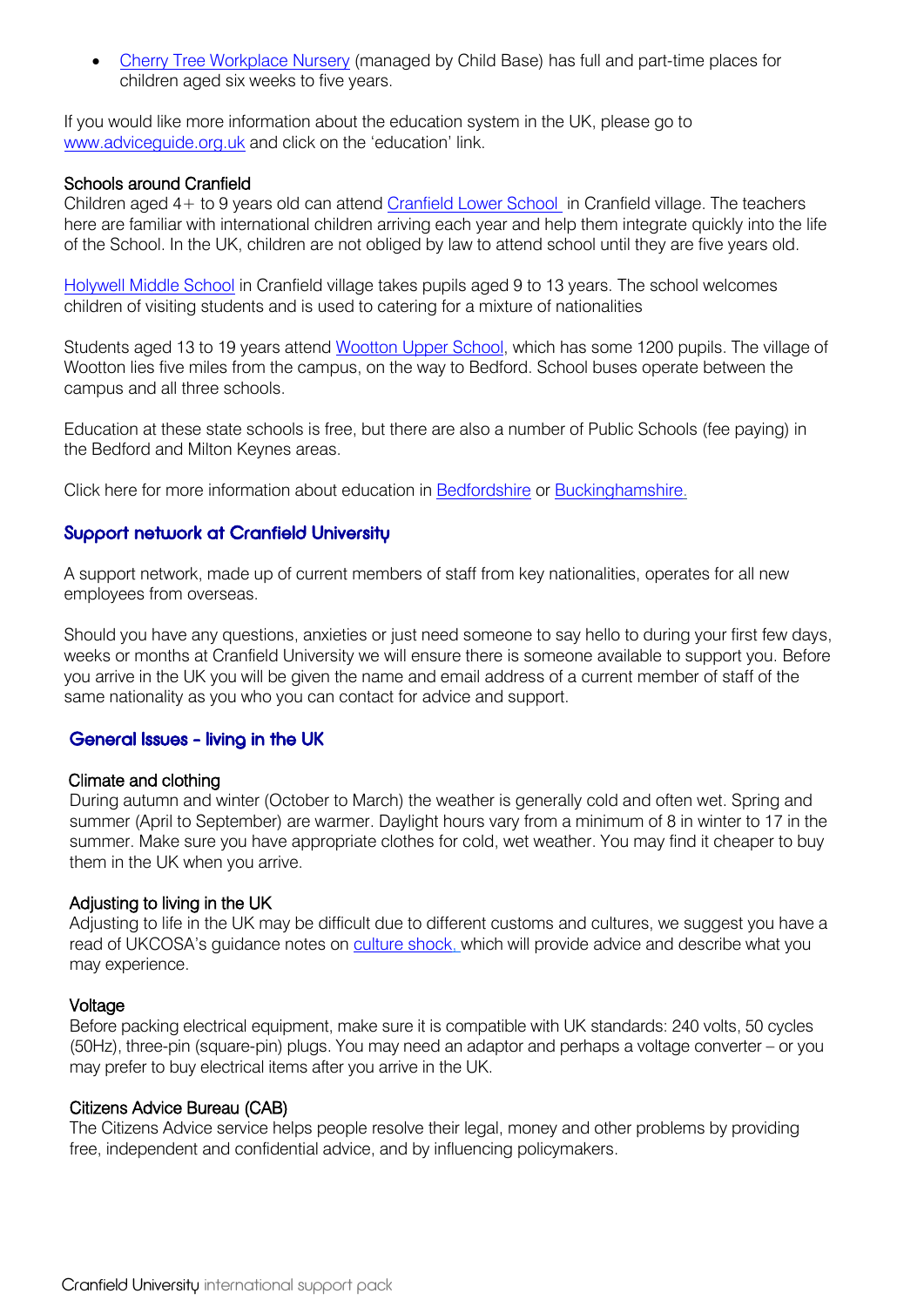- Cherry Tree Workplace Nursery (managed by Child Base) has full and part-time places for children aged six weeks to five years.

If you would like more information about the education system in the UK, please go to www.adviceguide.org.uk and click on the 'education' link.

### Schools around Cranfield

Children aged 4+ to 9 years old can attend Cranfield Lower School in Cranfield village. The teachers here are familiar with international children arriving each year and help them integrate quickly into the life of the School. In the UK, children are not obliged by law to attend school until they are five years old.

Holywell Middle School in Cranfield village takes pupils aged 9 to 13 years. The school welcomes children of visiting students and is used to catering for a mixture of nationalities

Students aged 13 to 19 years attend Wootton Upper School, which has some 1200 pupils. The village of Wootton lies five miles from the campus, on the way to Bedford. School buses operate between the campus and all three schools.

Education at these state schools is free, but there are also a number of Public Schools (fee paying) in the Bedford and Milton Keynes areas.

Click here for more information about education in Bedfordshire or Buckinghamshire.

## Support network at Cranfield University

A support network, made up of current members of staff from key nationalities, operates for all new employees from overseas.

Should you have any questions, anxieties or just need someone to say hello to during your first few days, weeks or months at Cranfield University we will ensure there is someone available to support you. Before you arrive in the UK you will be given the name and email address of a current member of staff of the same nationality as you who you can contact for advice and support.

## General Issues – living in the UK

### Climate and clothing

During autumn and winter (October to March) the weather is generally cold and often wet. Spring and summer (April to September) are warmer. Daylight hours vary from a minimum of 8 in winter to 17 in the summer. Make sure you have appropriate clothes for cold, wet weather. You may find it cheaper to buy them in the UK when you arrive.

### Adjusting to living in the UK

Adjusting to life in the UK may be difficult due to different customs and cultures, we suggest you have a read of UKCOSA's guidance notes on culture shock, which will provide advice and describe what you may experience.

### Voltage

Before packing electrical equipment, make sure it is compatible with UK standards: 240 volts, 50 cycles (50Hz), three-pin (square-pin) plugs. You may need an adaptor and perhaps a voltage converter – or you may prefer to buy electrical items after you arrive in the UK.

### Citizens Advice Bureau (CAB)

The Citizens Advice service helps people resolve their legal, money and other problems by providing free, independent and confidential advice, and by influencing policymakers.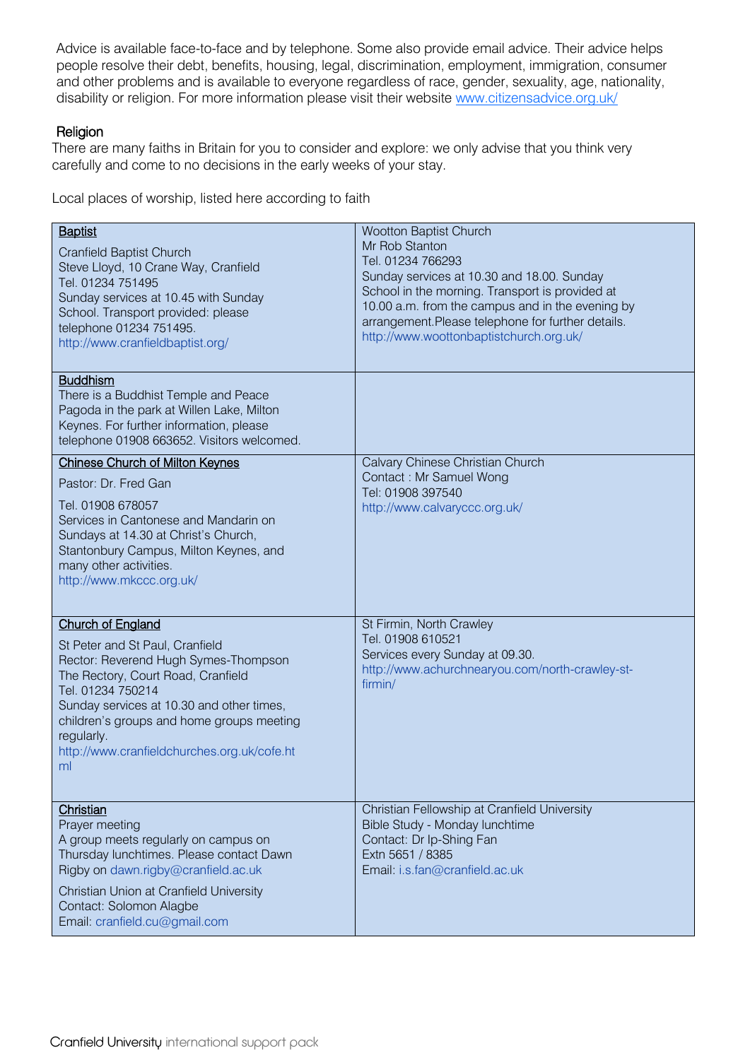Advice is available face-to-face and by telephone. Some also provide email advice. Their advice helps people resolve their debt, benefits, housing, legal, discrimination, employment, immigration, consumer and other problems and is available to everyone regardless of race, gender, sexuality, age, nationality, disability or religion. For more information please visit their website www.citizensadvice.org.uk/

## Religion

There are many faiths in Britain for you to consider and explore: we only advise that you think very carefully and come to no decisions in the early weeks of your stay.

Local places of worship, listed here according to faith

| | |
|---|---|
| **Baptist**<br><br>Cranfield Baptist Church<br>Steve Lloyd, 10 Crane Way, Cranfield<br>Tel. 01234 751495<br>Sunday services at 10.45 with Sunday School. Transport provided: please telephone 01234 751495.<br>http://www.cranfieldbaptist.org/ | Wootton Baptist Church<br>Mr Rob Stanton<br>Tel. 01234 766293<br>Sunday services at 10.30 and 18.00. Sunday School in the morning. Transport is provided at 10.00 a.m. from the campus and in the evening by arrangement.Please telephone for further details.<br>http://www.woottonbaptistchurch.org.uk/ |
| **Buddhism**<br>There is a Buddhist Temple and Peace Pagoda in the park at Willen Lake, Milton Keynes. For further information, please telephone 01908 663652. Visitors welcomed. | |
| **Chinese Church of Milton Keynes**<br><br>Pastor: Dr. Fred Gan<br><br>Tel. 01908 678057<br>Services in Cantonese and Mandarin on Sundays at 14.30 at Christ's Church, Stantonbury Campus, Milton Keynes, and many other activities.<br>http://www.mkccc.org.uk/ | Calvary Chinese Christian Church<br>Contact : Mr Samuel Wong<br>Tel: 01908 397540<br>http://www.calvaryccc.org.uk/ |
| **Church of England**<br><br>St Peter and St Paul, Cranfield<br>Rector: Reverend Hugh Symes-Thompson<br>The Rectory, Court Road, Cranfield<br>Tel. 01234 750214<br>Sunday services at 10.30 and other times, children's groups and home groups meeting regularly.<br>http://www.cranfieldchurches.org.uk/cofe.html | St Firmin, North Crawley<br>Tel. 01908 610521<br>Services every Sunday at 09.30.<br>http://www.achurchnearyou.com/north-crawley-st-firmin/ |
| **Christian**<br>Prayer meeting<br>A group meets regularly on campus on Thursday lunchtimes. Please contact Dawn Rigby on dawn.rigby@cranfield.ac.uk<br><br>Christian Union at Cranfield University<br>Contact: Solomon Alagbe<br>Email: cranfield.cu@gmail.com | Christian Fellowship at Cranfield University<br>Bible Study - Monday lunchtime<br>Contact: Dr Ip-Shing Fan<br>Extn 5651 / 8385<br>Email: i.s.fan@cranfield.ac.uk |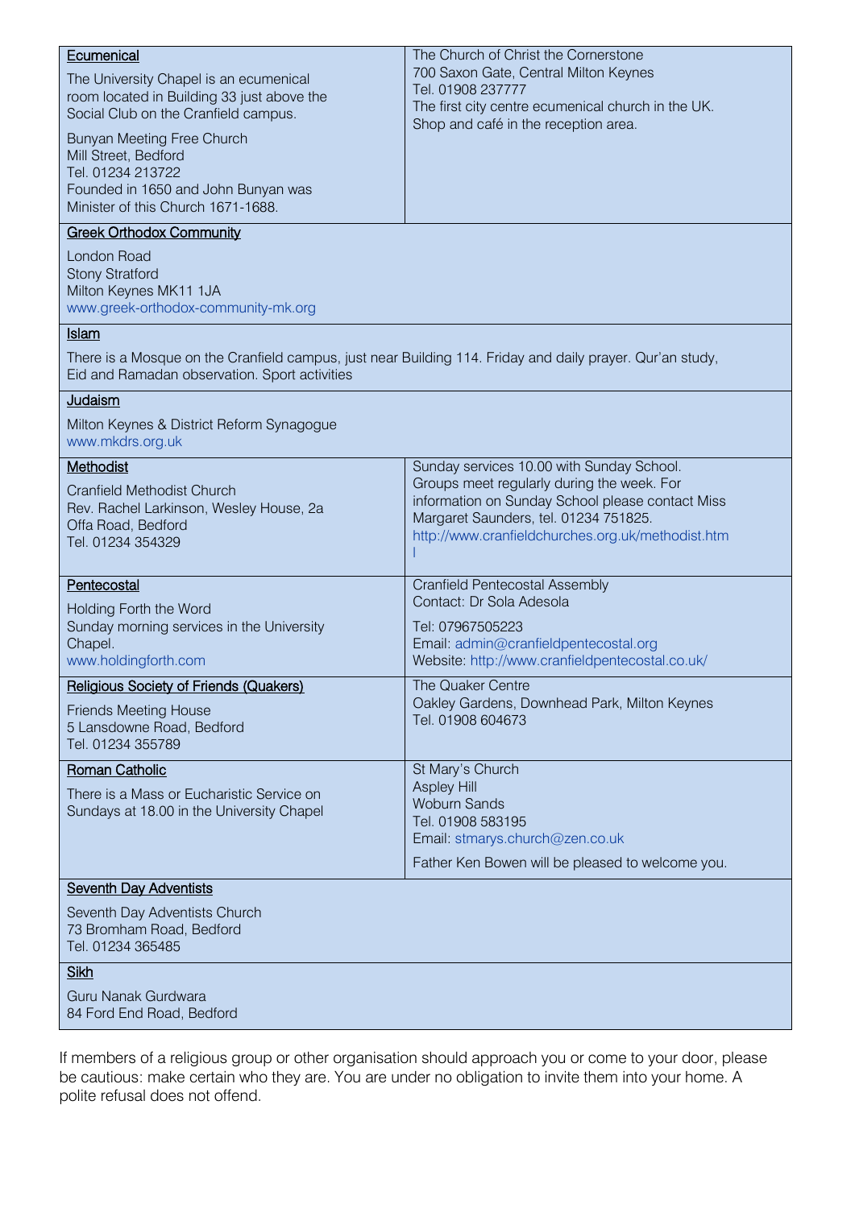| | |
|---|---|
| **Ecumenical**<br><br>The University Chapel is an ecumenical room located in Building 33 just above the Social Club on the Cranfield campus.<br><br>Bunyan Meeting Free Church<br>Mill Street, Bedford<br>Tel. 01234 213722<br>Founded in 1650 and John Bunyan was Minister of this Church 1671-1688. | The Church of Christ the Cornerstone<br>700 Saxon Gate, Central Milton Keynes<br>Tel. 01908 237777<br>The first city centre ecumenical church in the UK.<br>Shop and café in the reception area. |
| **Greek Orthodox Community**<br><br>London Road<br>Stony Stratford<br>Milton Keynes MK11 1JA<br>www.greek-orthodox-community-mk.org | |
| **Islam**<br><br>There is a Mosque on the Cranfield campus, just near Building 114. Friday and daily prayer. Qur'an study, Eid and Ramadan observation. Sport activities | |
| **Judaism**<br><br>Milton Keynes & District Reform Synagogue<br>www.mkdrs.org.uk | |
| **Methodist**<br><br>Cranfield Methodist Church<br>Rev. Rachel Larkinson, Wesley House, 2a Offa Road, Bedford<br>Tel. 01234 354329 | Sunday services 10.00 with Sunday School. Groups meet regularly during the week. For information on Sunday School please contact Miss Margaret Saunders, tel. 01234 751825.<br>http://www.cranfieldchurches.org.uk/methodist.html |
| **Pentecostal**<br><br>Holding Forth the Word<br>Sunday morning services in the University Chapel.<br>www.holdingforth.com | Cranfield Pentecostal Assembly<br>Contact: Dr Sola Adesola<br><br>Tel: 07967505223<br>Email: admin@cranfieldpentecostal.org<br>Website: http://www.cranfieldpentecostal.co.uk/ |
| **Religious Society of Friends (Quakers)**<br><br>Friends Meeting House<br>5 Lansdowne Road, Bedford<br>Tel. 01234 355789 | The Quaker Centre<br>Oakley Gardens, Downhead Park, Milton Keynes<br>Tel. 01908 604673 |
| **Roman Catholic**<br><br>There is a Mass or Eucharistic Service on Sundays at 18.00 in the University Chapel | St Mary's Church<br>Aspley Hill<br>Woburn Sands<br>Tel. 01908 583195<br>Email: stmarys.church@zen.co.uk<br><br>Father Ken Bowen will be pleased to welcome you. |
| **Seventh Day Adventists**<br><br>Seventh Day Adventists Church<br>73 Bromham Road, Bedford<br>Tel. 01234 365485 | |
| **Sikh**<br><br>Guru Nanak Gurdwara<br>84 Ford End Road, Bedford | |

If members of a religious group or other organisation should approach you or come to your door, please be cautious: make certain who they are. You are under no obligation to invite them into your home. A polite refusal does not offend.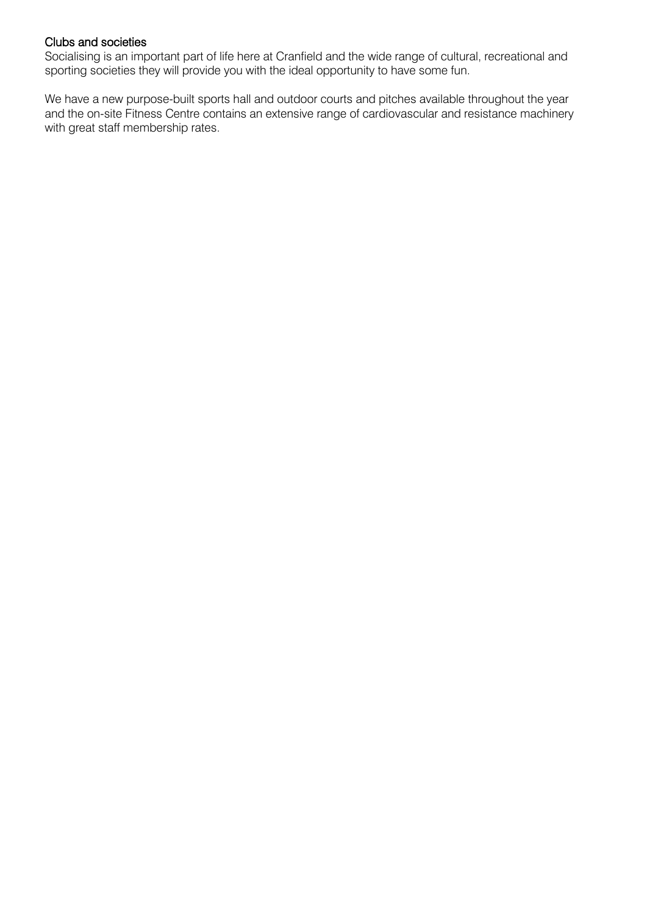## Clubs and societies

Socialising is an important part of life here at Cranfield and the wide range of cultural, recreational and sporting societies they will provide you with the ideal opportunity to have some fun.

We have a new purpose-built sports hall and outdoor courts and pitches available throughout the year and the on-site Fitness Centre contains an extensive range of cardiovascular and resistance machinery with great staff membership rates.